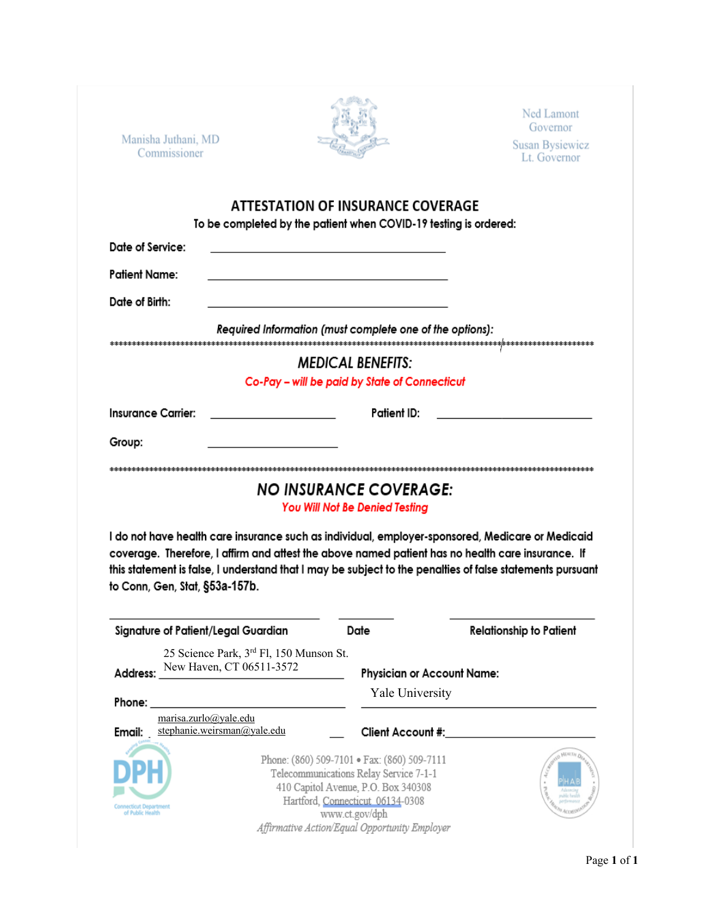Manisha Juthani, MD
Commissioner

Ned Lamont
Governor

Susan Bysiewicz
Lt. Governor

# ATTESTATION OF INSURANCE COVERAGE

**To be completed by the patient when COVID-19 testing is ordered:**

**Date of Service:** ________________________________________

**Patient Name:** ________________________________________

**Date of Birth:** ________________________________________

***Required Information (must complete one of the options):***

****************************************************************************************************

## *MEDICAL BENEFITS:*

*Co-Pay – will be paid by State of Connecticut*

**Insurance Carrier:** ______________________ **Patient ID:** ___________________________

**Group:** ______________________

****************************************************************************************************

## *NO INSURANCE COVERAGE:*

*You Will Not Be Denied Testing*

**I do not have health care insurance such as individual, employer-sponsored, Medicare or Medicaid coverage. Therefore, I affirm and attest the above named patient has no health care insurance. If this statement is false, I understand that I may be subject to the penalties of false statements pursuant to Conn, Gen, Stat, §53a-157b.**

_________________________________ __________ __________________________

**Signature of Patient/Legal Guardian** **Date** **Relationship to Patient**

**Address:** 25 Science Park, 3rd Fl, 150 Munson St. New Haven, CT 06511-3572

**Physician or Account Name:** Yale University

**Phone:** ______________________________

**Email:** marisa.zurlo@yale.edu stephanie.weirsman@yale.edu

**Client Account #:** ________________________

Phone: (860) 509-7101 • Fax: (860) 509-7111
Telecommunications Relay Service 7-1-1
410 Capitol Avenue, P.O. Box 340308
Hartford, Connecticut 06134-0308
www.ct.gov/dph
*Affirmative Action/Equal Opportunity Employer*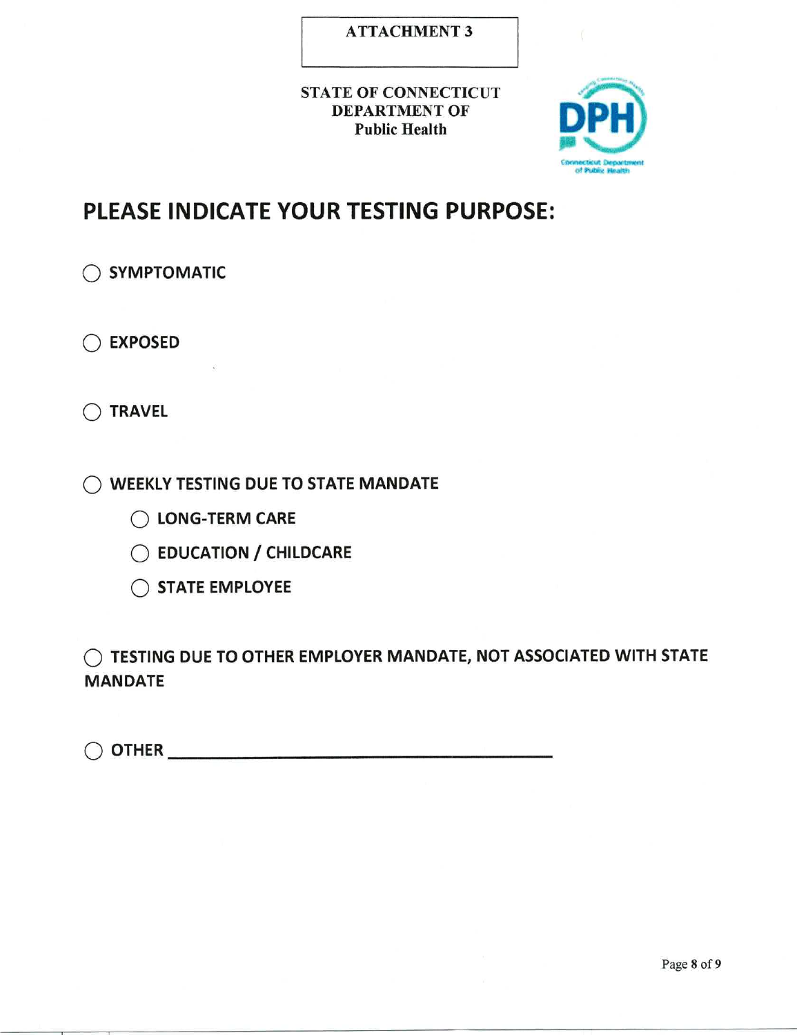ATTACHMENT 3

STATE OF CONNECTICUT
DEPARTMENT OF
Public Health

# PLEASE INDICATE YOUR TESTING PURPOSE:

◯ SYMPTOMATIC

◯ EXPOSED

◯ TRAVEL

◯ WEEKLY TESTING DUE TO STATE MANDATE

- ◯ LONG-TERM CARE
- ◯ EDUCATION / CHILDCARE
- ◯ STATE EMPLOYEE

◯ TESTING DUE TO OTHER EMPLOYER MANDATE, NOT ASSOCIATED WITH STATE MANDATE

◯ OTHER ______________________________________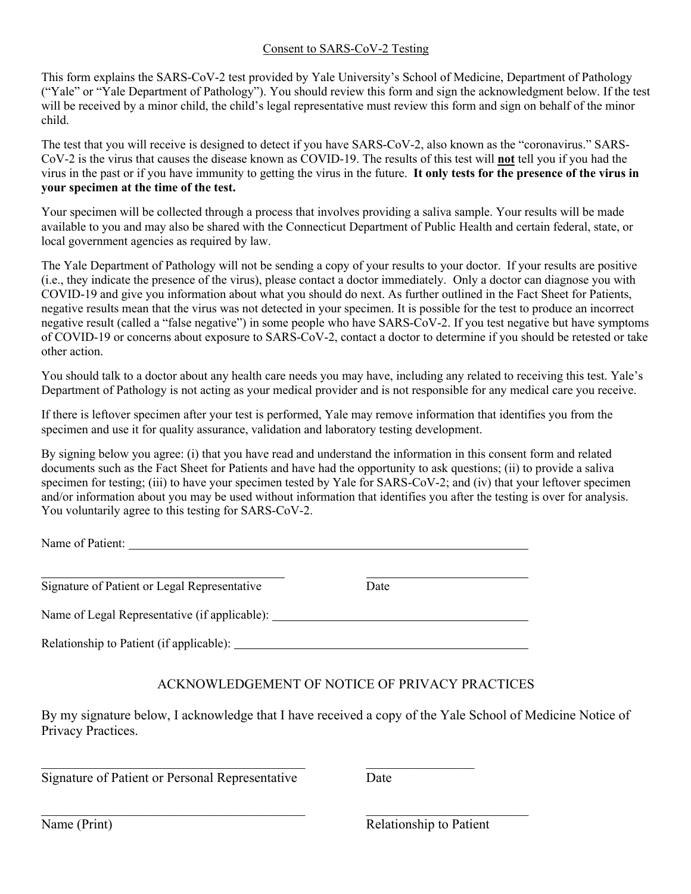# Consent to SARS-CoV-2 Testing

This form explains the SARS-CoV-2 test provided by Yale University's School of Medicine, Department of Pathology ("Yale" or "Yale Department of Pathology"). You should review this form and sign the acknowledgment below. If the test will be received by a minor child, the child's legal representative must review this form and sign on behalf of the minor child.

The test that you will receive is designed to detect if you have SARS-CoV-2, also known as the "coronavirus." SARS-CoV-2 is the virus that causes the disease known as COVID-19. The results of this test will **not** tell you if you had the virus in the past or if you have immunity to getting the virus in the future. **It only tests for the presence of the virus in your specimen at the time of the test.**

Your specimen will be collected through a process that involves providing a saliva sample. Your results will be made available to you and may also be shared with the Connecticut Department of Public Health and certain federal, state, or local government agencies as required by law.

The Yale Department of Pathology will not be sending a copy of your results to your doctor. If your results are positive (i.e., they indicate the presence of the virus), please contact a doctor immediately. Only a doctor can diagnose you with COVID-19 and give you information about what you should do next. As further outlined in the Fact Sheet for Patients, negative results mean that the virus was not detected in your specimen. It is possible for the test to produce an incorrect negative result (called a "false negative") in some people who have SARS-CoV-2. If you test negative but have symptoms of COVID-19 or concerns about exposure to SARS-CoV-2, contact a doctor to determine if you should be retested or take other action.

You should talk to a doctor about any health care needs you may have, including any related to receiving this test. Yale's Department of Pathology is not acting as your medical provider and is not responsible for any medical care you receive.

If there is leftover specimen after your test is performed, Yale may remove information that identifies you from the specimen and use it for quality assurance, validation and laboratory testing development.

By signing below you agree: (i) that you have read and understand the information in this consent form and related documents such as the Fact Sheet for Patients and have had the opportunity to ask questions; (ii) to provide a saliva specimen for testing; (iii) to have your specimen tested by Yale for SARS-CoV-2; and (iv) that your leftover specimen and/or information about you may be used without information that identifies you after the testing is over for analysis. You voluntarily agree to this testing for SARS-CoV-2.

Name of Patient: ______________________________________________

______________________________ &nbsp;&nbsp;&nbsp; ____________________
Signature of Patient or Legal Representative &nbsp;&nbsp;&nbsp; Date

Name of Legal Representative (if applicable): ______________________________

Relationship to Patient (if applicable): ______________________________

## ACKNOWLEDGEMENT OF NOTICE OF PRIVACY PRACTICES

By my signature below, I acknowledge that I have received a copy of the Yale School of Medicine Notice of Privacy Practices.

______________________________ &nbsp;&nbsp;&nbsp; ____________________
Signature of Patient or Personal Representative &nbsp;&nbsp;&nbsp; Date

______________________________ &nbsp;&nbsp;&nbsp; ____________________
Name (Print) &nbsp;&nbsp;&nbsp; Relationship to Patient